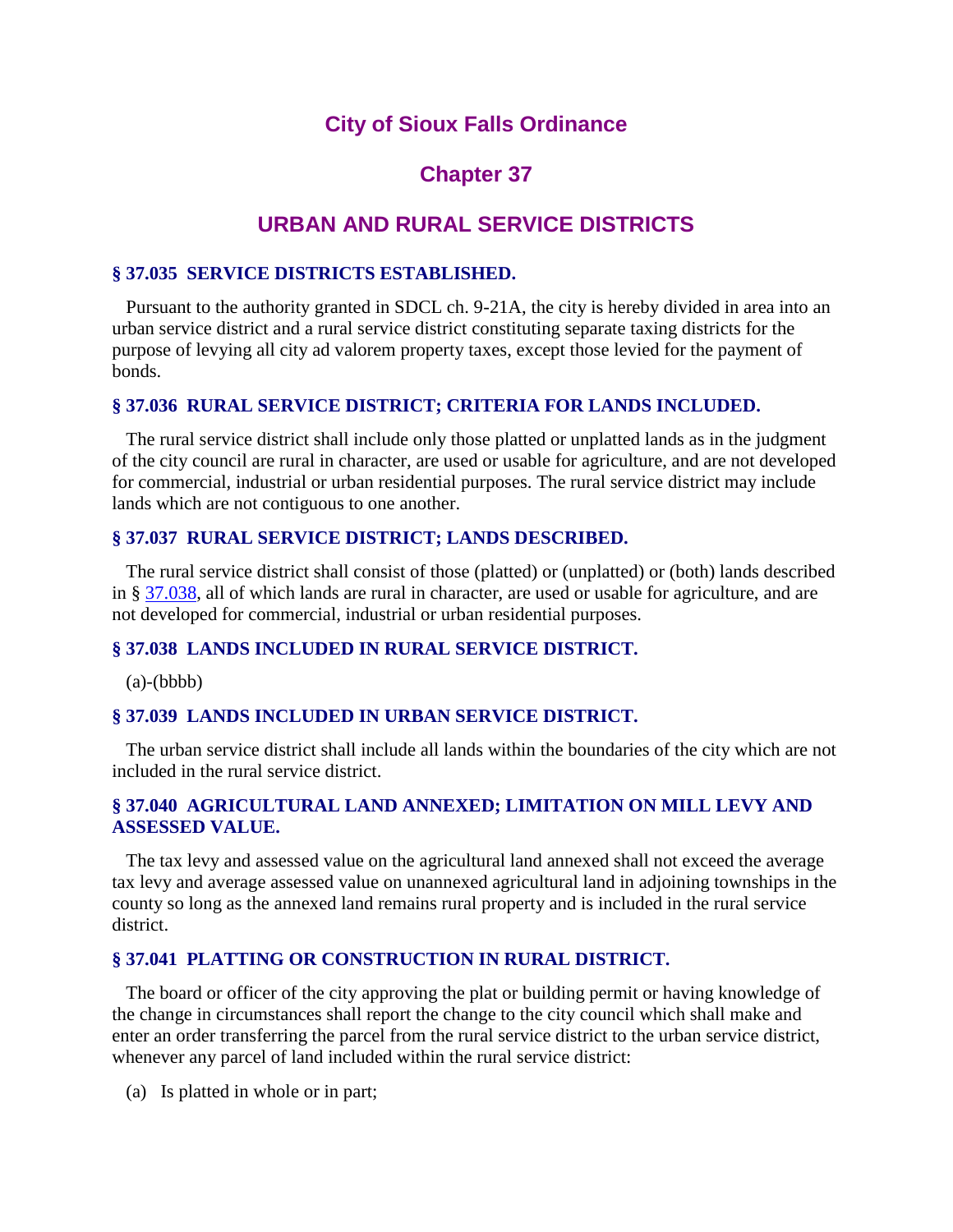# City of Sioux Falls Ordinance

## Chapter 37

## URBAN AND RURAL SERVICE DISTRICTS

### § 37.035 SERVICE DISTRICTS ESTABLISHED.

Pursuant to the authority granted in SDCL ch. 9-21A, the city is hereby divided in area into an urban service district and a rural service district constituting separate taxing districts for the purpose of levying all city ad valorem property taxes, except those levied for the payment of bonds.

### § 37.036 RURAL SERVICE DISTRICT; CRITERIA FOR LANDS INCLUDED.

The rural service district shall include only those platted or unplatted lands as in the judgment of the city council are rural in character, are used or usable for agriculture, and are not developed for commercial, industrial or urban residential purposes. The rural service district may include lands which are not contiguous to one another.

### § 37.037 RURAL SERVICE DISTRICT; LANDS DESCRIBED.

The rural service district shall consist of those (platted) or (unplatted) or (both) lands described in § 37.038, all of which lands are rural in character, are used or usable for agriculture, and are not developed for commercial, industrial or urban residential purposes.

### § 37.038 LANDS INCLUDED IN RURAL SERVICE DISTRICT.

(a)-(bbbb)

### § 37.039 LANDS INCLUDED IN URBAN SERVICE DISTRICT.

The urban service district shall include all lands within the boundaries of the city which are not included in the rural service district.

### § 37.040 AGRICULTURAL LAND ANNEXED; LIMITATION ON MILL LEVY AND ASSESSED VALUE.

The tax levy and assessed value on the agricultural land annexed shall not exceed the average tax levy and average assessed value on unannexed agricultural land in adjoining townships in the county so long as the annexed land remains rural property and is included in the rural service district.

### § 37.041 PLATTING OR CONSTRUCTION IN RURAL DISTRICT.

The board or officer of the city approving the plat or building permit or having knowledge of the change in circumstances shall report the change to the city council which shall make and enter an order transferring the parcel from the rural service district to the urban service district, whenever any parcel of land included within the rural service district:

(a) Is platted in whole or in part;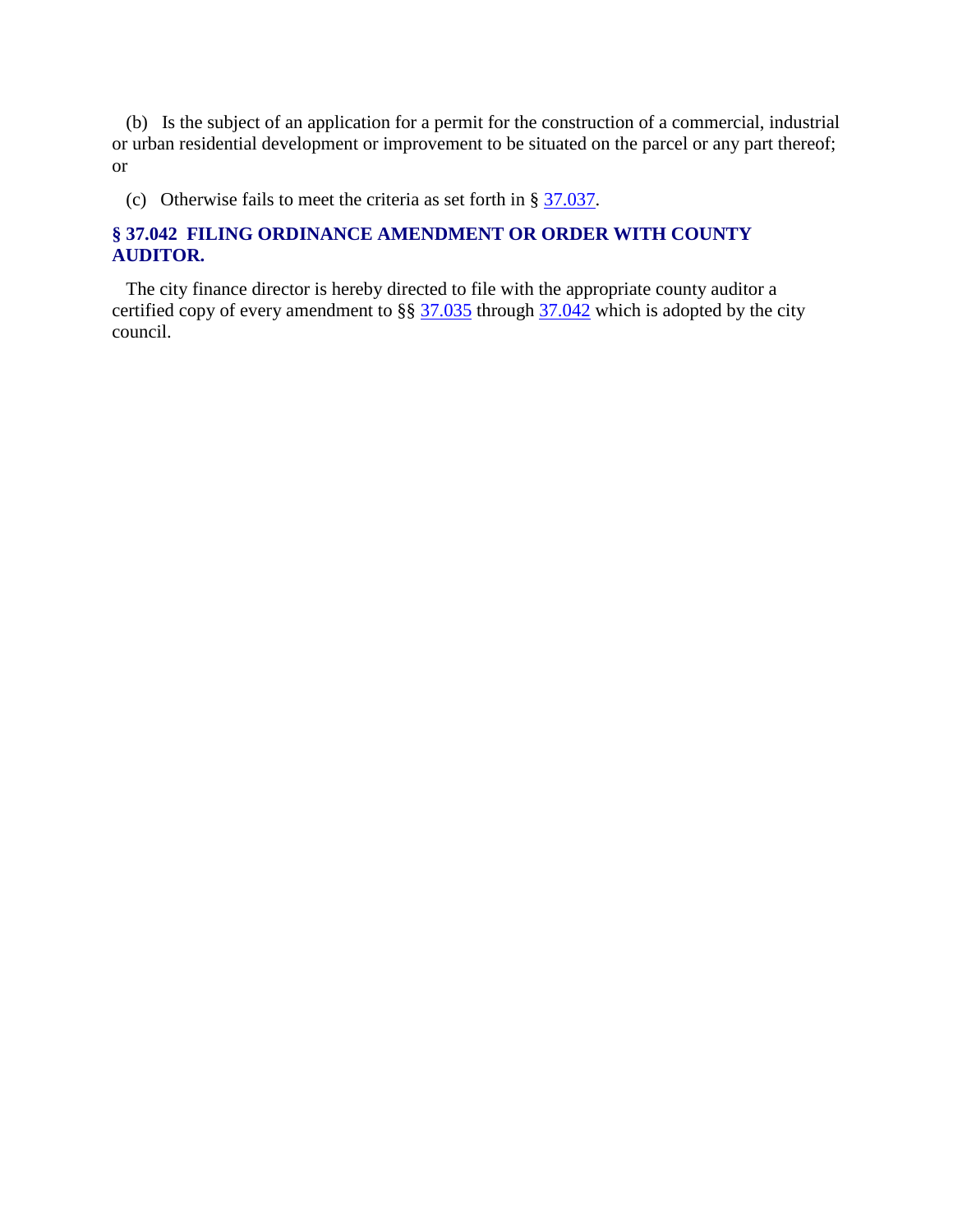(b) Is the subject of an application for a permit for the construction of a commercial, industrial or urban residential development or improvement to be situated on the parcel or any part thereof; or

(c) Otherwise fails to meet the criteria as set forth in § 37.037.

### § 37.042 FILING ORDINANCE AMENDMENT OR ORDER WITH COUNTY AUDITOR.

The city finance director is hereby directed to file with the appropriate county auditor a certified copy of every amendment to §§ 37.035 through 37.042 which is adopted by the city council.